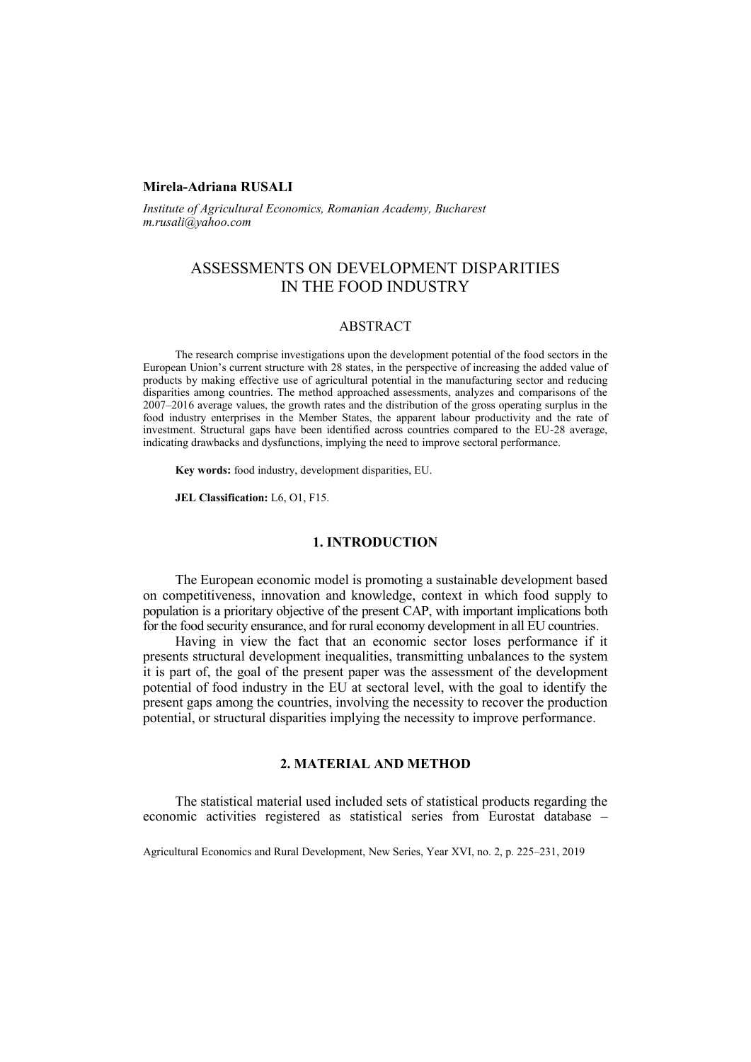**Mirela-Adriana RUSALI**

*Institute of Agricultural Economics, Romanian Academy, Bucharest*
*m.rusali@yahoo.com*

# ASSESSMENTS ON DEVELOPMENT DISPARITIES IN THE FOOD INDUSTRY

## ABSTRACT

The research comprise investigations upon the development potential of the food sectors in the European Union's current structure with 28 states, in the perspective of increasing the added value of products by making effective use of agricultural potential in the manufacturing sector and reducing disparities among countries. The method approached assessments, analyzes and comparisons of the 2007–2016 average values, the growth rates and the distribution of the gross operating surplus in the food industry enterprises in the Member States, the apparent labour productivity and the rate of investment. Structural gaps have been identified across countries compared to the EU-28 average, indicating drawbacks and dysfunctions, implying the need to improve sectoral performance.

**Key words:** food industry, development disparities, EU.

**JEL Classification:** L6, O1, F15.

## 1. INTRODUCTION

The European economic model is promoting a sustainable development based on competitiveness, innovation and knowledge, context in which food supply to population is a prioritary objective of the present CAP, with important implications both for the food security ensurance, and for rural economy development in all EU countries.

Having in view the fact that an economic sector loses performance if it presents structural development inequalities, transmitting unbalances to the system it is part of, the goal of the present paper was the assessment of the development potential of food industry in the EU at sectoral level, with the goal to identify the present gaps among the countries, involving the necessity to recover the production potential, or structural disparities implying the necessity to improve performance.

## 2. MATERIAL AND METHOD

The statistical material used included sets of statistical products regarding the economic activities registered as statistical series from Eurostat database –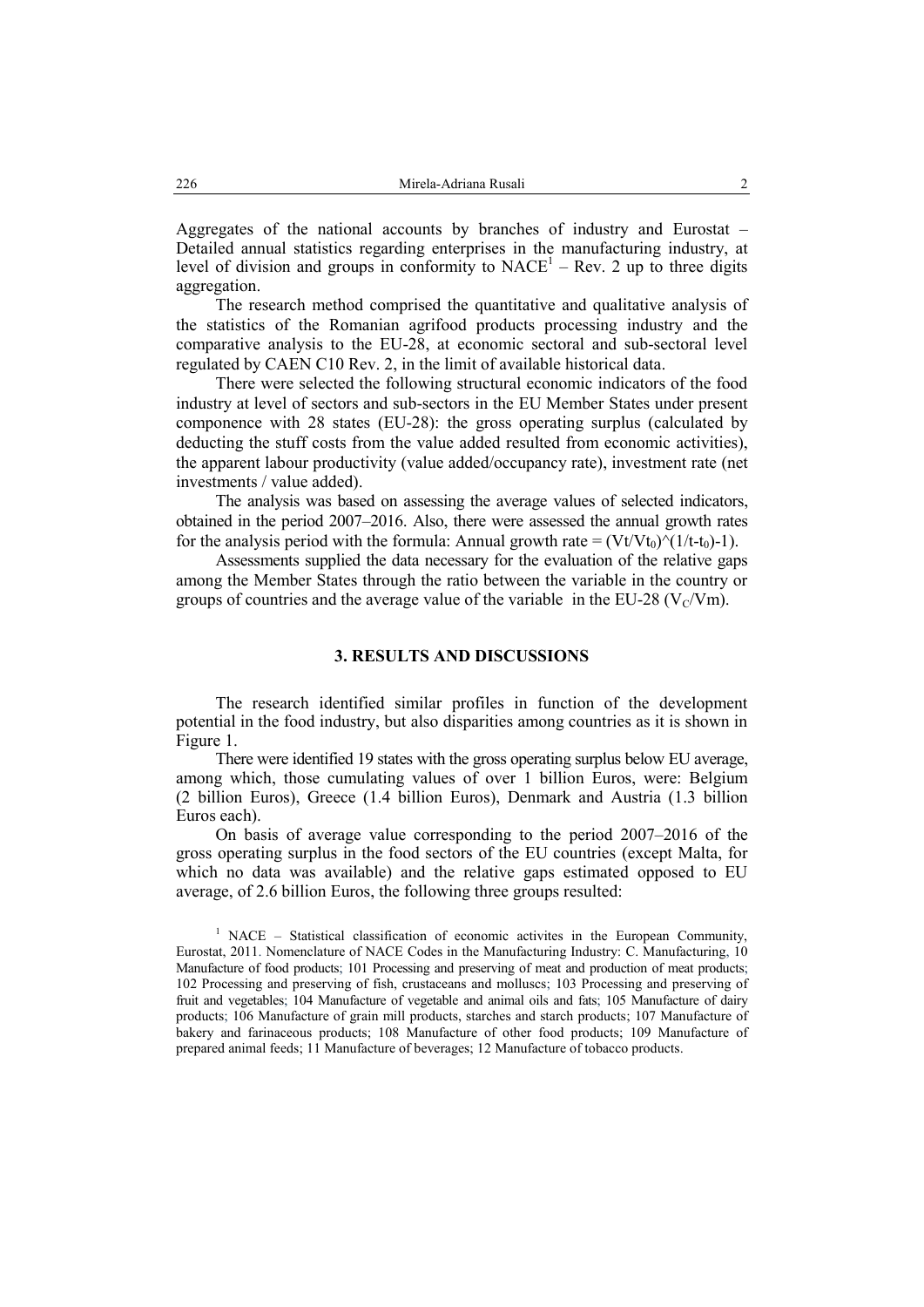Aggregates of the national accounts by branches of industry and Eurostat – Detailed annual statistics regarding enterprises in the manufacturing industry, at level of division and groups in conformity to NACE[1] – Rev. 2 up to three digits aggregation.

The research method comprised the quantitative and qualitative analysis of the statistics of the Romanian agrifood products processing industry and the comparative analysis to the EU-28, at economic sectoral and sub-sectoral level regulated by CAEN C10 Rev. 2, in the limit of available historical data.

There were selected the following structural economic indicators of the food industry at level of sectors and sub-sectors in the EU Member States under present componence with 28 states (EU-28): the gross operating surplus (calculated by deducting the stuff costs from the value added resulted from economic activities), the apparent labour productivity (value added/occupancy rate), investment rate (net investments / value added).

The analysis was based on assessing the average values of selected indicators, obtained in the period 2007–2016. Also, there were assessed the annual growth rates for the analysis period with the formula: Annual growth rate = $(Vt/Vt_0)^\wedge(1/t\text{-}t_0)\text{-}1)$.

Assessments supplied the data necessary for the evaluation of the relative gaps among the Member States through the ratio between the variable in the country or groups of countries and the average value of the variable in the EU-28 ($V_C/Vm$).

## 3. RESULTS AND DISCUSSIONS

The research identified similar profiles in function of the development potential in the food industry, but also disparities among countries as it is shown in Figure 1.

There were identified 19 states with the gross operating surplus below EU average, among which, those cumulating values of over 1 billion Euros, were: Belgium (2 billion Euros), Greece (1.4 billion Euros), Denmark and Austria (1.3 billion Euros each).

On basis of average value corresponding to the period 2007–2016 of the gross operating surplus in the food sectors of the EU countries (except Malta, for which no data was available) and the relative gaps estimated opposed to EU average, of 2.6 billion Euros, the following three groups resulted:

[1] NACE – Statistical classification of economic activites in the European Community, Eurostat, 2011. Nomenclature of NACE Codes in the Manufacturing Industry: C. Manufacturing, 10 Manufacture of food products; 101 Processing and preserving of meat and production of meat products; 102 Processing and preserving of fish, crustaceans and molluscs; 103 Processing and preserving of fruit and vegetables; 104 Manufacture of vegetable and animal oils and fats; 105 Manufacture of dairy products; 106 Manufacture of grain mill products, starches and starch products; 107 Manufacture of bakery and farinaceous products; 108 Manufacture of other food products; 109 Manufacture of prepared animal feeds; 11 Manufacture of beverages; 12 Manufacture of tobacco products.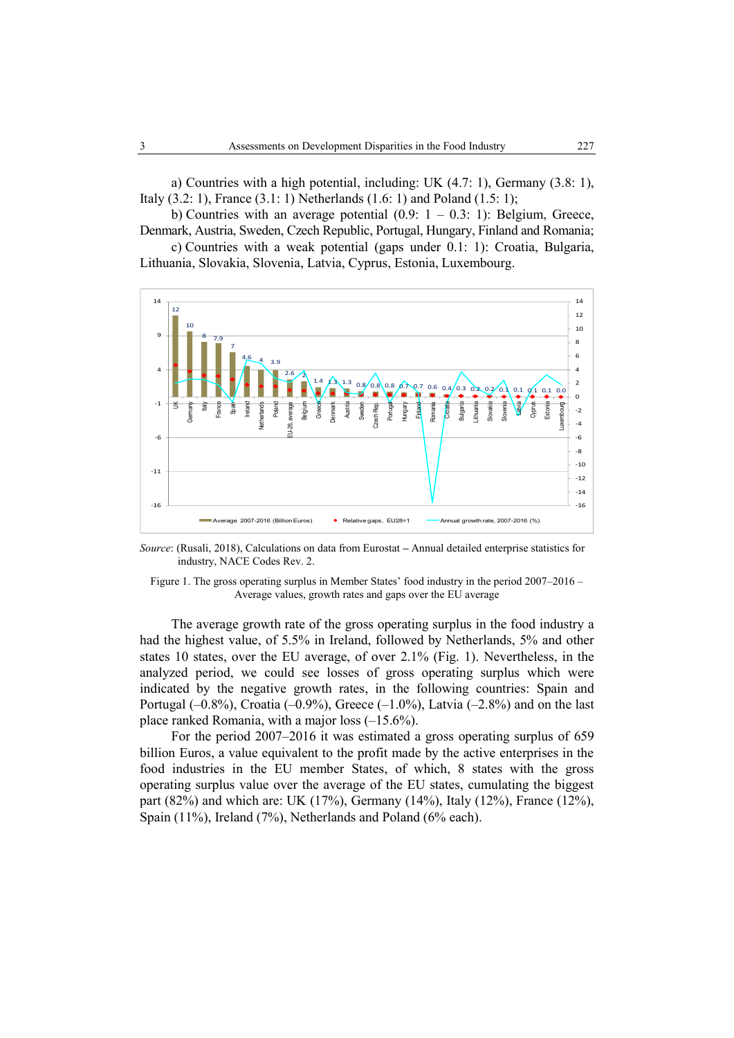a) Countries with a high potential, including: UK (4.7: 1), Germany (3.8: 1), Italy (3.2: 1), France (3.1: 1) Netherlands (1.6: 1) and Poland (1.5: 1);

b) Countries with an average potential (0.9: 1 – 0.3: 1): Belgium, Greece, Denmark, Austria, Sweden, Czech Republic, Portugal, Hungary, Finland and Romania;

c) Countries with a weak potential (gaps under 0.1: 1): Croatia, Bulgaria, Lithuania, Slovakia, Slovenia, Latvia, Cyprus, Estonia, Luxembourg.

*Source*: (Rusali, 2018), Calculations on data from Eurostat – Annual detailed enterprise statistics for industry, NACE Codes Rev. 2.

Figure 1. The gross operating surplus in Member States' food industry in the period 2007–2016 – Average values, growth rates and gaps over the EU average

The average growth rate of the gross operating surplus in the food industry a had the highest value, of 5.5% in Ireland, followed by Netherlands, 5% and other states 10 states, over the EU average, of over 2.1% (Fig. 1). Nevertheless, in the analyzed period, we could see losses of gross operating surplus which were indicated by the negative growth rates, in the following countries: Spain and Portugal (–0.8%), Croatia (–0.9%), Greece (–1.0%), Latvia (–2.8%) and on the last place ranked Romania, with a major loss (–15.6%).

For the period 2007–2016 it was estimated a gross operating surplus of 659 billion Euros, a value equivalent to the profit made by the active enterprises in the food industries in the EU member States, of which, 8 states with the gross operating surplus value over the average of the EU states, cumulating the biggest part (82%) and which are: UK (17%), Germany (14%), Italy (12%), France (12%), Spain (11%), Ireland (7%), Netherlands and Poland (6% each).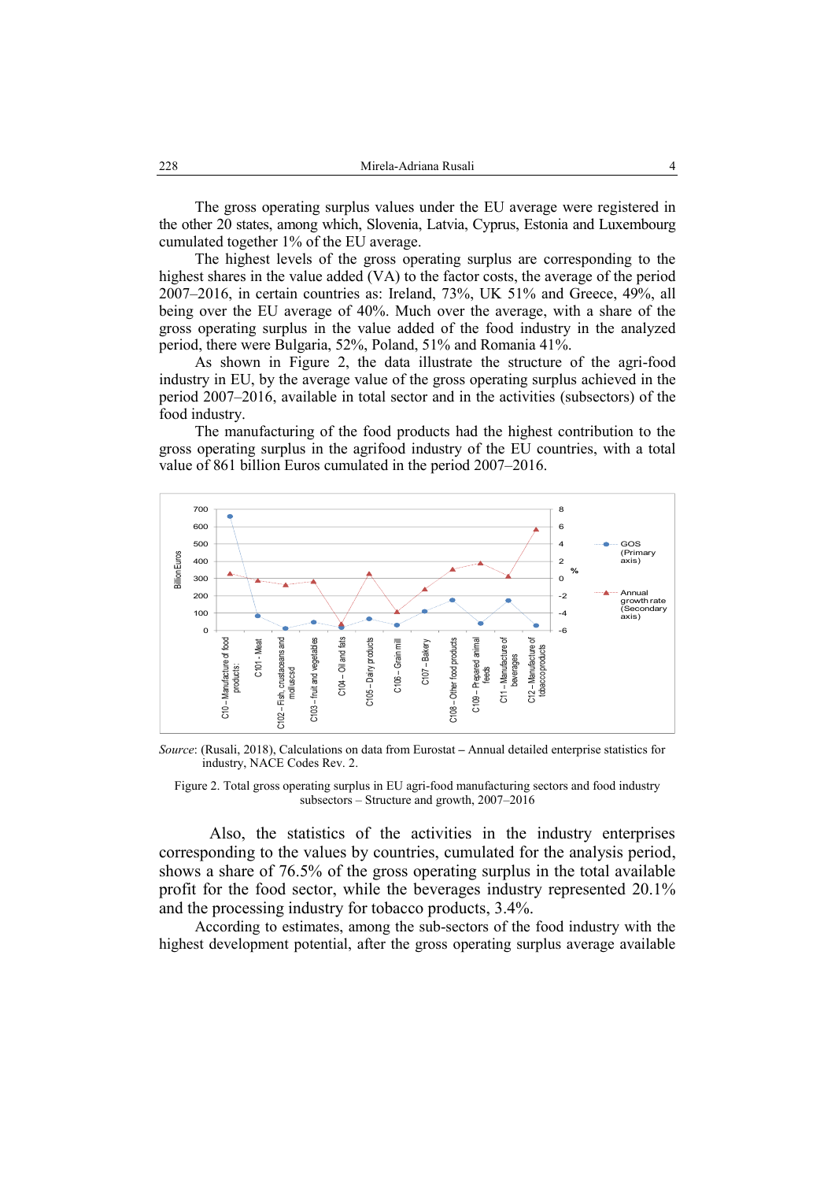The gross operating surplus values under the EU average were registered in the other 20 states, among which, Slovenia, Latvia, Cyprus, Estonia and Luxembourg cumulated together 1% of the EU average.

The highest levels of the gross operating surplus are corresponding to the highest shares in the value added (VA) to the factor costs, the average of the period 2007–2016, in certain countries as: Ireland, 73%, UK 51% and Greece, 49%, all being over the EU average of 40%. Much over the average, with a share of the gross operating surplus in the value added of the food industry in the analyzed period, there were Bulgaria, 52%, Poland, 51% and Romania 41%.

As shown in Figure 2, the data illustrate the structure of the agri-food industry in EU, by the average value of the gross operating surplus achieved in the period 2007–2016, available in total sector and in the activities (subsectors) of the food industry.

The manufacturing of the food products had the highest contribution to the gross operating surplus in the agrifood industry of the EU countries, with a total value of 861 billion Euros cumulated in the period 2007–2016.

*Source*: (Rusali, 2018), Calculations on data from Eurostat – Annual detailed enterprise statistics for industry, NACE Codes Rev. 2.

Figure 2. Total gross operating surplus in EU agri-food manufacturing sectors and food industry subsectors – Structure and growth, 2007–2016

Also, the statistics of the activities in the industry enterprises corresponding to the values by countries, cumulated for the analysis period, shows a share of 76.5% of the gross operating surplus in the total available profit for the food sector, while the beverages industry represented 20.1% and the processing industry for tobacco products, 3.4%.

According to estimates, among the sub-sectors of the food industry with the highest development potential, after the gross operating surplus average available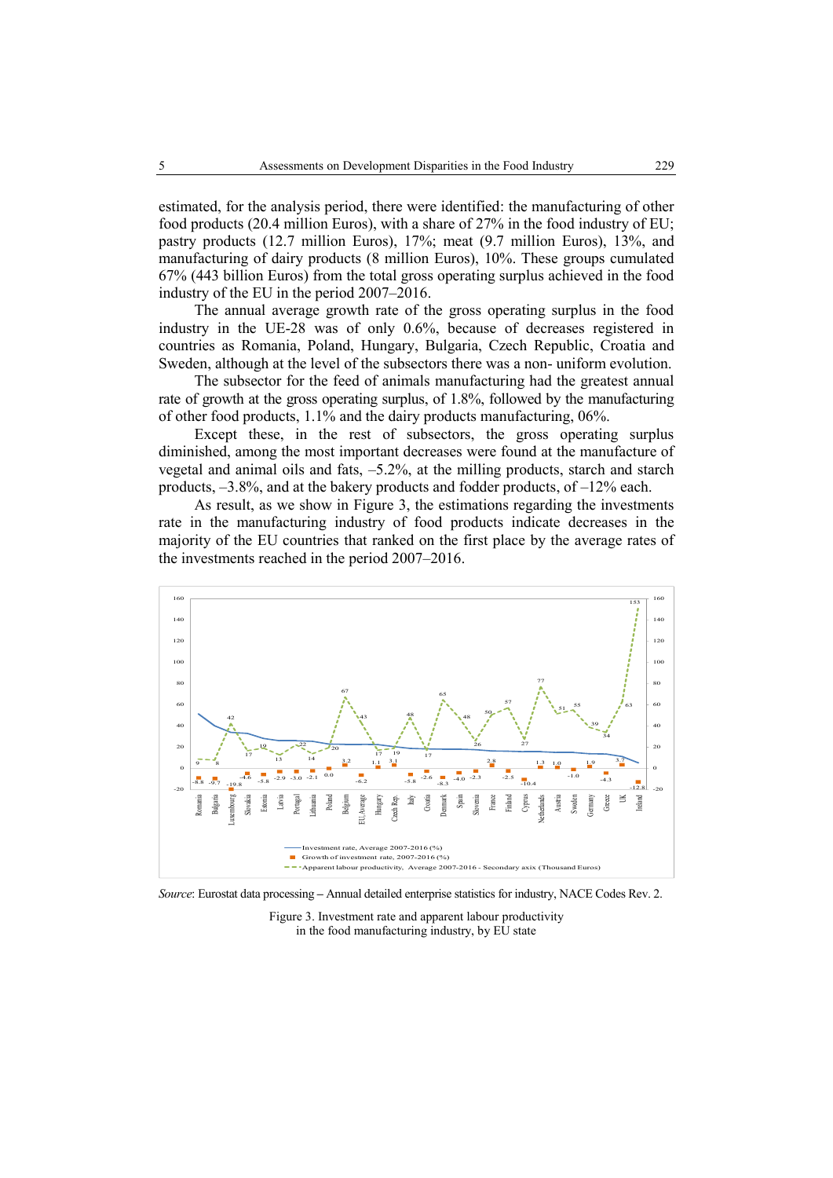estimated, for the analysis period, there were identified: the manufacturing of other food products (20.4 million Euros), with a share of 27% in the food industry of EU; pastry products (12.7 million Euros), 17%; meat (9.7 million Euros), 13%, and manufacturing of dairy products (8 million Euros), 10%. These groups cumulated 67% (443 billion Euros) from the total gross operating surplus achieved in the food industry of the EU in the period 2007–2016.

The annual average growth rate of the gross operating surplus in the food industry in the UE-28 was of only 0.6%, because of decreases registered in countries as Romania, Poland, Hungary, Bulgaria, Czech Republic, Croatia and Sweden, although at the level of the subsectors there was a non- uniform evolution.

The subsector for the feed of animals manufacturing had the greatest annual rate of growth at the gross operating surplus, of 1.8%, followed by the manufacturing of other food products, 1.1% and the dairy products manufacturing, 06%.

Except these, in the rest of subsectors, the gross operating surplus diminished, among the most important decreases were found at the manufacture of vegetal and animal oils and fats, –5.2%, at the milling products, starch and starch products, –3.8%, and at the bakery products and fodder products, of –12% each.

As result, as we show in Figure 3, the estimations regarding the investments rate in the manufacturing industry of food products indicate decreases in the majority of the EU countries that ranked on the first place by the average rates of the investments reached in the period 2007–2016.

*Source*: Eurostat data processing – Annual detailed enterprise statistics for industry, NACE Codes Rev. 2.

Figure 3. Investment rate and apparent labour productivity in the food manufacturing industry, by EU state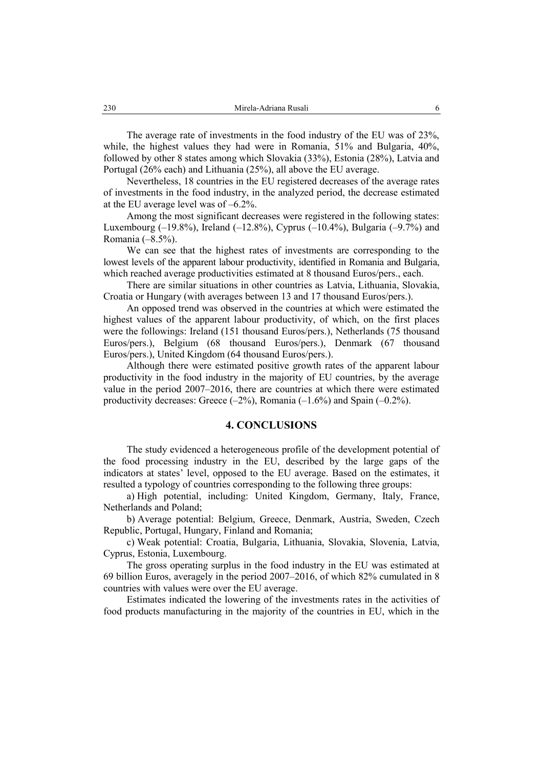The average rate of investments in the food industry of the EU was of 23%, while, the highest values they had were in Romania, 51% and Bulgaria, 40%, followed by other 8 states among which Slovakia (33%), Estonia (28%), Latvia and Portugal (26% each) and Lithuania (25%), all above the EU average.

Nevertheless, 18 countries in the EU registered decreases of the average rates of investments in the food industry, in the analyzed period, the decrease estimated at the EU average level was of –6.2%.

Among the most significant decreases were registered in the following states: Luxembourg (–19.8%), Ireland (–12.8%), Cyprus (–10.4%), Bulgaria (–9.7%) and Romania (–8.5%).

We can see that the highest rates of investments are corresponding to the lowest levels of the apparent labour productivity, identified in Romania and Bulgaria, which reached average productivities estimated at 8 thousand Euros/pers., each.

There are similar situations in other countries as Latvia, Lithuania, Slovakia, Croatia or Hungary (with averages between 13 and 17 thousand Euros/pers.).

An opposed trend was observed in the countries at which were estimated the highest values of the apparent labour productivity, of which, on the first places were the followings: Ireland (151 thousand Euros/pers.), Netherlands (75 thousand Euros/pers.), Belgium (68 thousand Euros/pers.), Denmark (67 thousand Euros/pers.), United Kingdom (64 thousand Euros/pers.).

Although there were estimated positive growth rates of the apparent labour productivity in the food industry in the majority of EU countries, by the average value in the period 2007–2016, there are countries at which there were estimated productivity decreases: Greece (–2%), Romania (–1.6%) and Spain (–0.2%).

## 4. CONCLUSIONS

The study evidenced a heterogeneous profile of the development potential of the food processing industry in the EU, described by the large gaps of the indicators at states' level, opposed to the EU average. Based on the estimates, it resulted a typology of countries corresponding to the following three groups:

a) High potential, including: United Kingdom, Germany, Italy, France, Netherlands and Poland;

b) Average potential: Belgium, Greece, Denmark, Austria, Sweden, Czech Republic, Portugal, Hungary, Finland and Romania;

c) Weak potential: Croatia, Bulgaria, Lithuania, Slovakia, Slovenia, Latvia, Cyprus, Estonia, Luxembourg.

The gross operating surplus in the food industry in the EU was estimated at 69 billion Euros, averagely in the period 2007–2016, of which 82% cumulated in 8 countries with values were over the EU average.

Estimates indicated the lowering of the investments rates in the activities of food products manufacturing in the majority of the countries in EU, which in the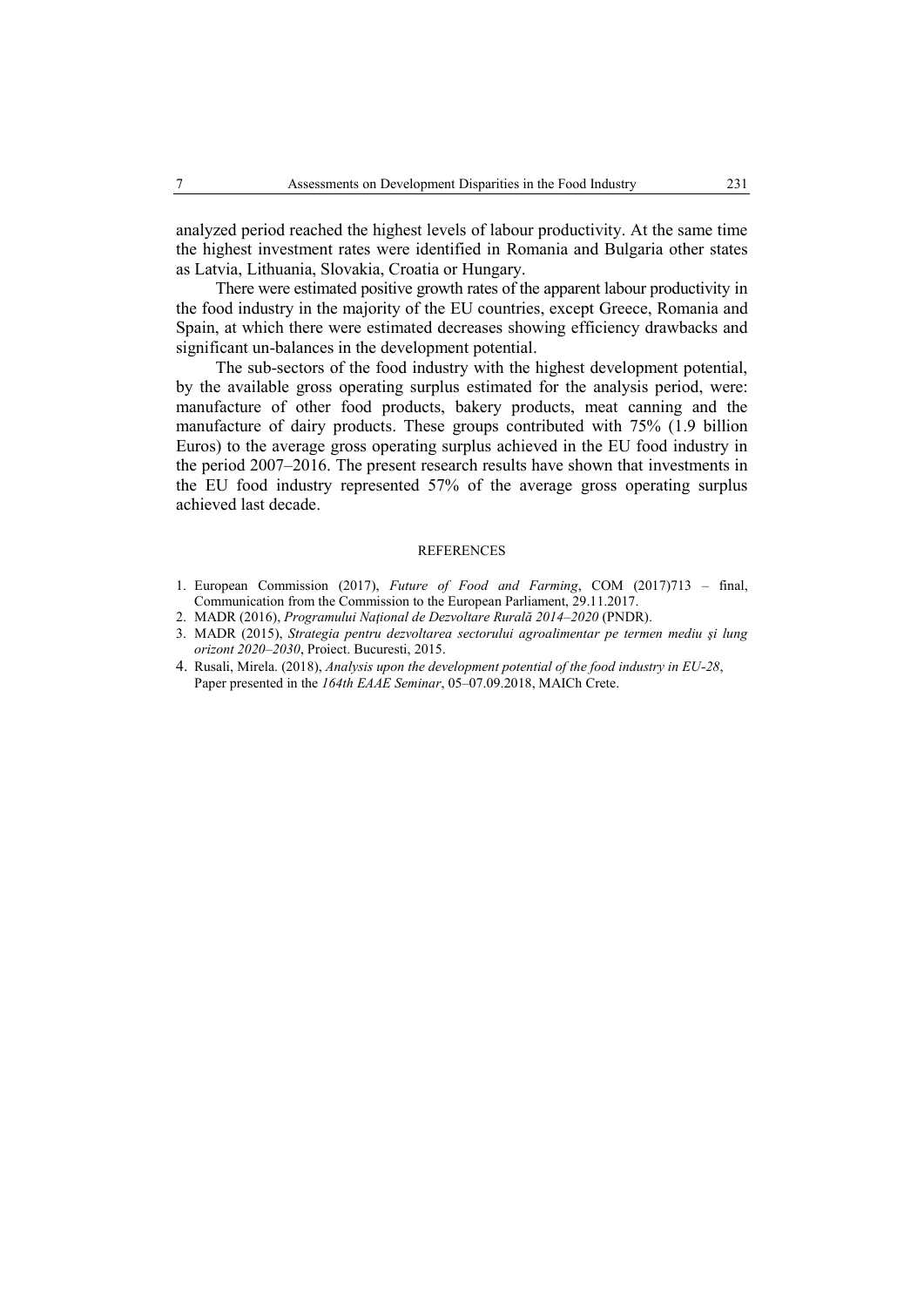analyzed period reached the highest levels of labour productivity. At the same time the highest investment rates were identified in Romania and Bulgaria other states as Latvia, Lithuania, Slovakia, Croatia or Hungary.

There were estimated positive growth rates of the apparent labour productivity in the food industry in the majority of the EU countries, except Greece, Romania and Spain, at which there were estimated decreases showing efficiency drawbacks and significant un-balances in the development potential.

The sub-sectors of the food industry with the highest development potential, by the available gross operating surplus estimated for the analysis period, were: manufacture of other food products, bakery products, meat canning and the manufacture of dairy products. These groups contributed with 75% (1.9 billion Euros) to the average gross operating surplus achieved in the EU food industry in the period 2007–2016. The present research results have shown that investments in the EU food industry represented 57% of the average gross operating surplus achieved last decade.

## REFERENCES

1. European Commission (2017), *Future of Food and Farming*, COM (2017)713 – final, Communication from the Commission to the European Parliament, 29.11.2017.
2. MADR (2016), *Programului Național de Dezvoltare Rurală 2014–2020* (PNDR).
3. MADR (2015), *Strategia pentru dezvoltarea sectorului agroalimentar pe termen mediu şi lung orizont 2020–2030*, Proiect. Bucuresti, 2015.
4. Rusali, Mirela. (2018), *Analysis upon the development potential of the food industry in EU-28*, Paper presented in the *164th EAAE Seminar*, 05–07.09.2018, MAICh Crete.